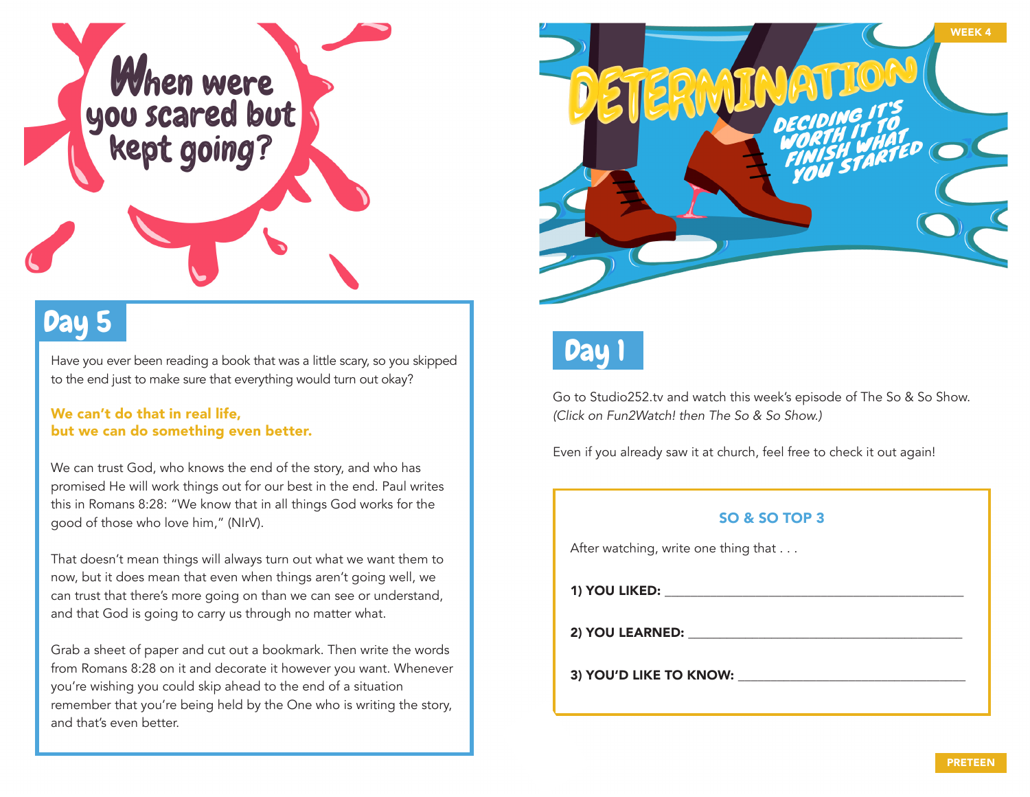# When were you scared but kept going?

## Day 5

Have you ever been reading a book that was a little scary, so you skipped to the end just to make sure that everything would turn out okay?

**We can't do that in real life, but we can do something even better.**

We can trust God, who knows the end of the story, and who has promised He will work things out for our best in the end. Paul writes this in Romans 8:28: "We know that in all things God works for the good of those who love him," (NIrV).

That doesn't mean things will always turn out what we want them to now, but it does mean that even when things aren't going well, we can trust that there's more going on than we can see or understand, and that God is going to carry us through no matter what.

Grab a sheet of paper and cut out a bookmark. Then write the words from Romans 8:28 on it and decorate it however you want. Whenever you're wishing you could skip ahead to the end of a situation remember that you're being held by the One who is writing the story, and that's even better.

WEEK 4

# DETERMINATION

### DECIDING IT'S WORTH IT TO FINISH WHAT YOU STARTED

## Day 1

Go to Studio252.tv and watch this week's episode of The So & So Show. *(Click on Fun2Watch! then The So & So Show.)*

Even if you already saw it at church, feel free to check it out again!

### SO & SO TOP 3

After watching, write one thing that . . .

**1) YOU LIKED:** ____________________

**2) YOU LEARNED:** ____________________

**3) YOU'D LIKE TO KNOW:** ____________________

PRETEEN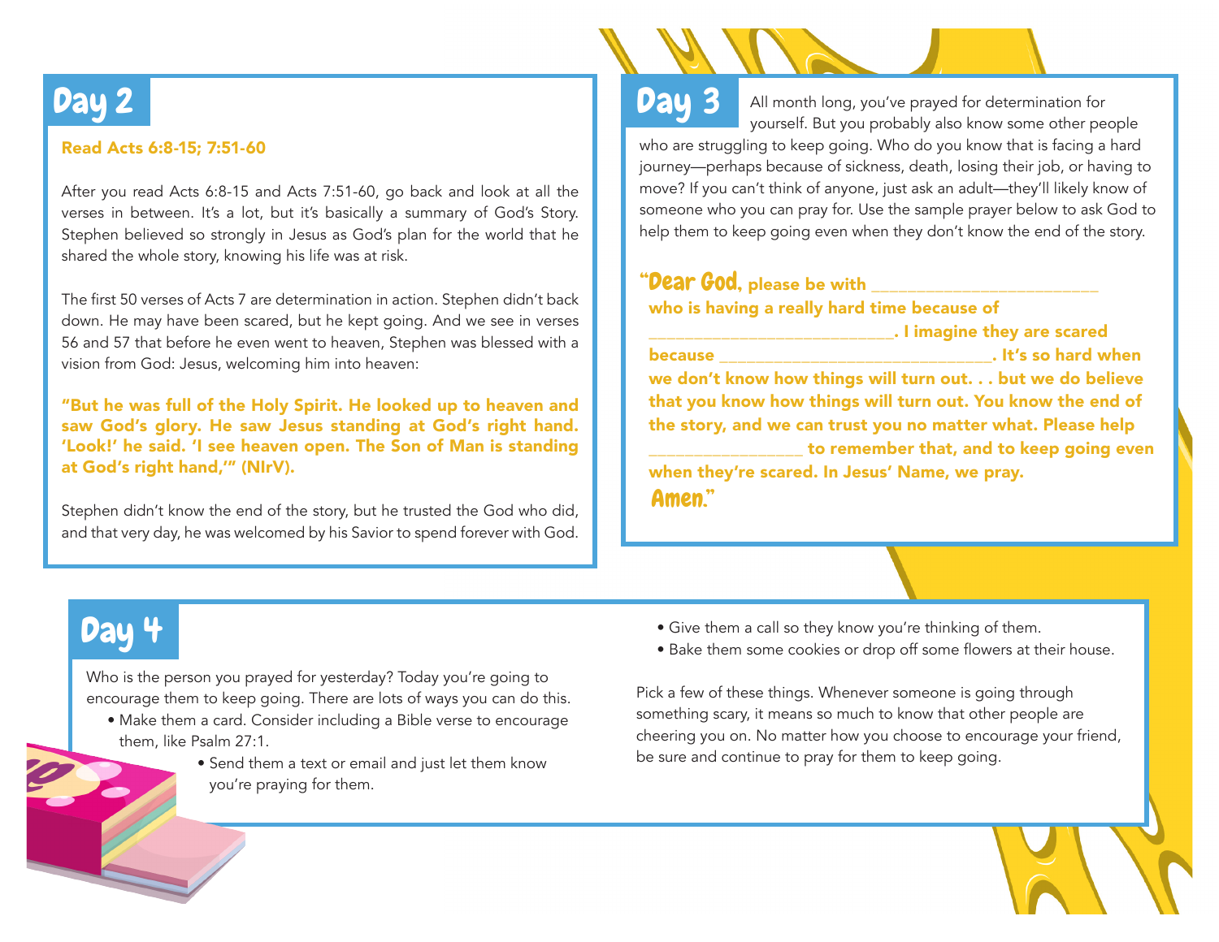## Day 2

**Read Acts 6:8-15; 7:51-60**

After you read Acts 6:8-15 and Acts 7:51-60, go back and look at all the verses in between. It's a lot, but it's basically a summary of God's Story. Stephen believed so strongly in Jesus as God's plan for the world that he shared the whole story, knowing his life was at risk.

The first 50 verses of Acts 7 are determination in action. Stephen didn't back down. He may have been scared, but he kept going. And we see in verses 56 and 57 that before he even went to heaven, Stephen was blessed with a vision from God: Jesus, welcoming him into heaven:

**"But he was full of the Holy Spirit. He looked up to heaven and saw God's glory. He saw Jesus standing at God's right hand. 'Look!' he said. 'I see heaven open. The Son of Man is standing at God's right hand,'" (NIrV).**

Stephen didn't know the end of the story, but he trusted the God who did, and that very day, he was welcomed by his Savior to spend forever with God.

## Day 3

All month long, you've prayed for determination for yourself. But you probably also know some other people who are struggling to keep going. Who do you know that is facing a hard journey—perhaps because of sickness, death, losing their job, or having to move? If you can't think of anyone, just ask an adult—they'll likely know of someone who you can pray for. Use the sample prayer below to ask God to help them to keep going even when they don't know the end of the story.

**"Dear God, please be with ___________________________ who is having a really hard time because of ___________________________. I imagine they are scared because ______________________________. It's so hard when we don't know how things will turn out. . . but we do believe that you know how things will turn out. You know the end of the story, and we can trust you no matter what. Please help _________________ to remember that, and to keep going even when they're scared. In Jesus' Name, we pray. Amen."**

## Day 4

Who is the person you prayed for yesterday? Today you're going to encourage them to keep going. There are lots of ways you can do this.

- Make them a card. Consider including a Bible verse to encourage them, like Psalm 27:1.
- Send them a text or email and just let them know you're praying for them.
- Give them a call so they know you're thinking of them.
- Bake them some cookies or drop off some flowers at their house.

Pick a few of these things. Whenever someone is going through something scary, it means so much to know that other people are cheering you on. No matter how you choose to encourage your friend, be sure and continue to pray for them to keep going.